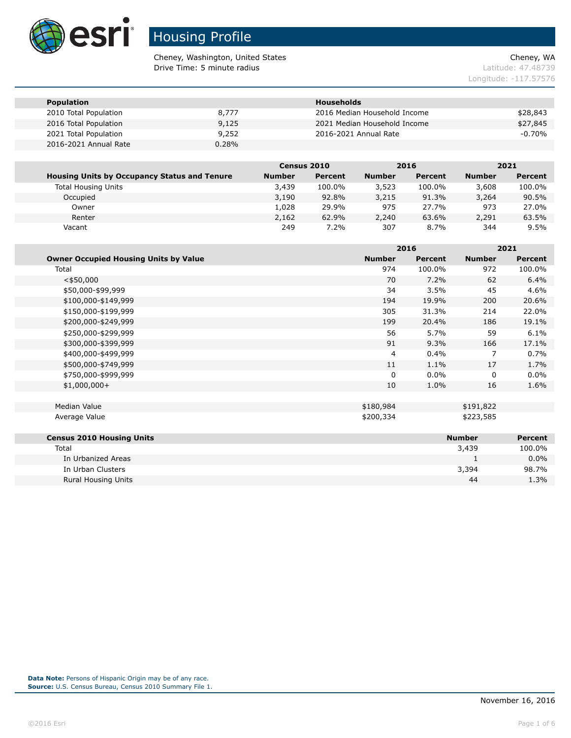# Housing Profile

Cheney, Washington, United States
Drive Time: 5 minute radius

Cheney, WA
Latitude: 47.48739
Longitude: -117.57576

| Population | | Households | |
|---|---|---|---|
| 2010 Total Population | 8,777 | 2016 Median Household Income | $28,843 |
| 2016 Total Population | 9,125 | 2021 Median Household Income | $27,845 |
| 2021 Total Population | 9,252 | 2016-2021 Annual Rate | -0.70% |
| 2016-2021 Annual Rate | 0.28% | | |

| | Census 2010 | | 2016 | | 2021 | |
|---|---|---|---|---|---|---|
| **Housing Units by Occupancy Status and Tenure** | **Number** | **Percent** | **Number** | **Percent** | **Number** | **Percent** |
| Total Housing Units | 3,439 | 100.0% | 3,523 | 100.0% | 3,608 | 100.0% |
| Occupied | 3,190 | 92.8% | 3,215 | 91.3% | 3,264 | 90.5% |
| Owner | 1,028 | 29.9% | 975 | 27.7% | 973 | 27.0% |
| Renter | 2,162 | 62.9% | 2,240 | 63.6% | 2,291 | 63.5% |
| Vacant | 249 | 7.2% | 307 | 8.7% | 344 | 9.5% |

| | 2016 | | 2021 | |
|---|---|---|---|---|
| **Owner Occupied Housing Units by Value** | **Number** | **Percent** | **Number** | **Percent** |
| Total | 974 | 100.0% | 972 | 100.0% |
| <$50,000 | 70 | 7.2% | 62 | 6.4% |
| $50,000-$99,999 | 34 | 3.5% | 45 | 4.6% |
| $100,000-$149,999 | 194 | 19.9% | 200 | 20.6% |
| $150,000-$199,999 | 305 | 31.3% | 214 | 22.0% |
| $200,000-$249,999 | 199 | 20.4% | 186 | 19.1% |
| $250,000-$299,999 | 56 | 5.7% | 59 | 6.1% |
| $300,000-$399,999 | 91 | 9.3% | 166 | 17.1% |
| $400,000-$499,999 | 4 | 0.4% | 7 | 0.7% |
| $500,000-$749,999 | 11 | 1.1% | 17 | 1.7% |
| $750,000-$999,999 | 0 | 0.0% | 0 | 0.0% |
| $1,000,000+ | 10 | 1.0% | 16 | 1.6% |
| | | | | |
| Median Value | $180,984 | | $191,822 | |
| Average Value | $200,334 | | $223,585 | |

| Census 2010 Housing Units | Number | Percent |
|---|---|---|
| Total | 3,439 | 100.0% |
| In Urbanized Areas | 1 | 0.0% |
| In Urban Clusters | 3,394 | 98.7% |
| Rural Housing Units | 44 | 1.3% |

**Data Note:** Persons of Hispanic Origin may be of any race.
**Source:** U.S. Census Bureau, Census 2010 Summary File 1.

November 16, 2016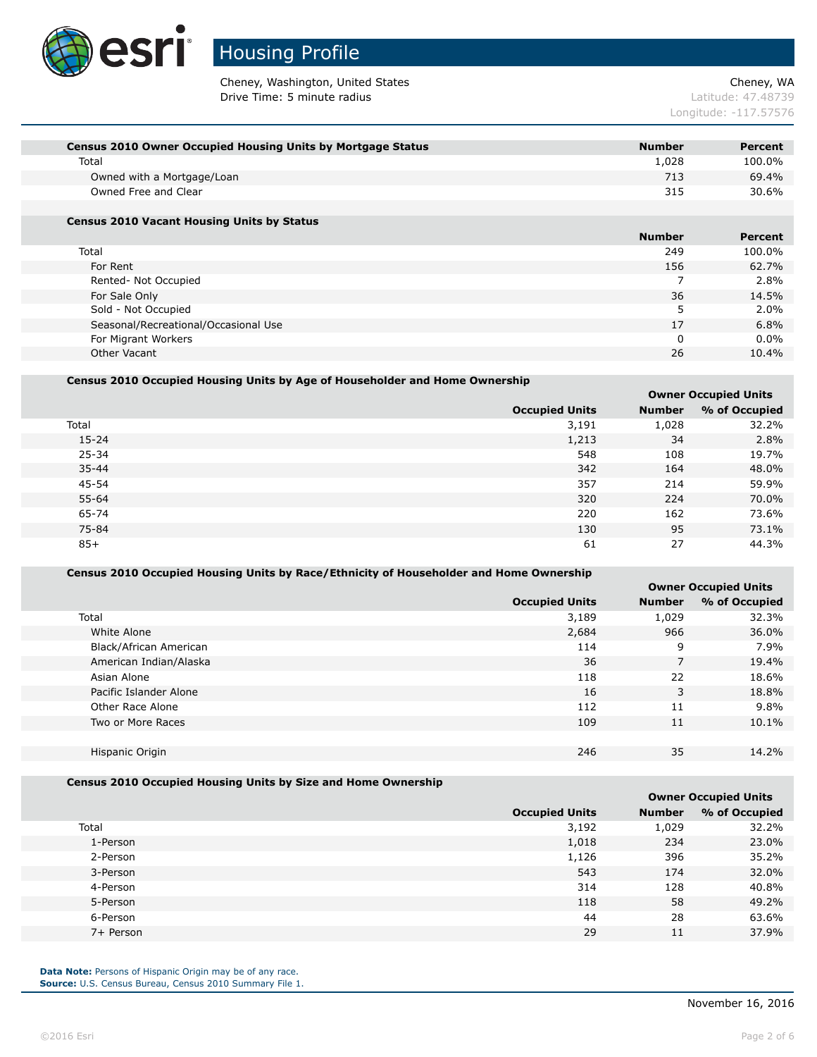# Housing Profile

Cheney, Washington, United States
Drive Time: 5 minute radius

Cheney, WA
Latitude: 47.48739
Longitude: -117.57576

| Census 2010 Owner Occupied Housing Units by Mortgage Status | Number | Percent |
|---|---|---|
| Total | 1,028 | 100.0% |
| Owned with a Mortgage/Loan | 713 | 69.4% |
| Owned Free and Clear | 315 | 30.6% |

| Census 2010 Vacant Housing Units by Status | Number | Percent |
|---|---|---|
| Total | 249 | 100.0% |
| For Rent | 156 | 62.7% |
| Rented- Not Occupied | 7 | 2.8% |
| For Sale Only | 36 | 14.5% |
| Sold - Not Occupied | 5 | 2.0% |
| Seasonal/Recreational/Occasional Use | 17 | 6.8% |
| For Migrant Workers | 0 | 0.0% |
| Other Vacant | 26 | 10.4% |

| Census 2010 Occupied Housing Units by Age of Householder and Home Ownership | | Owner Occupied Units | |
|---|---|---|---|
| | Occupied Units | Number | % of Occupied |
| Total | 3,191 | 1,028 | 32.2% |
| 15-24 | 1,213 | 34 | 2.8% |
| 25-34 | 548 | 108 | 19.7% |
| 35-44 | 342 | 164 | 48.0% |
| 45-54 | 357 | 214 | 59.9% |
| 55-64 | 320 | 224 | 70.0% |
| 65-74 | 220 | 162 | 73.6% |
| 75-84 | 130 | 95 | 73.1% |
| 85+ | 61 | 27 | 44.3% |

| Census 2010 Occupied Housing Units by Race/Ethnicity of Householder and Home Ownership | | Owner Occupied Units | |
|---|---|---|---|
| | Occupied Units | Number | % of Occupied |
| Total | 3,189 | 1,029 | 32.3% |
| White Alone | 2,684 | 966 | 36.0% |
| Black/African American | 114 | 9 | 7.9% |
| American Indian/Alaska | 36 | 7 | 19.4% |
| Asian Alone | 118 | 22 | 18.6% |
| Pacific Islander Alone | 16 | 3 | 18.8% |
| Other Race Alone | 112 | 11 | 9.8% |
| Two or More Races | 109 | 11 | 10.1% |
| | | | |
| Hispanic Origin | 246 | 35 | 14.2% |

| Census 2010 Occupied Housing Units by Size and Home Ownership | | Owner Occupied Units | |
|---|---|---|---|
| | Occupied Units | Number | % of Occupied |
| Total | 3,192 | 1,029 | 32.2% |
| 1-Person | 1,018 | 234 | 23.0% |
| 2-Person | 1,126 | 396 | 35.2% |
| 3-Person | 543 | 174 | 32.0% |
| 4-Person | 314 | 128 | 40.8% |
| 5-Person | 118 | 58 | 49.2% |
| 6-Person | 44 | 28 | 63.6% |
| 7+ Person | 29 | 11 | 37.9% |

**Data Note:** Persons of Hispanic Origin may be of any race.
**Source:** U.S. Census Bureau, Census 2010 Summary File 1.

November 16, 2016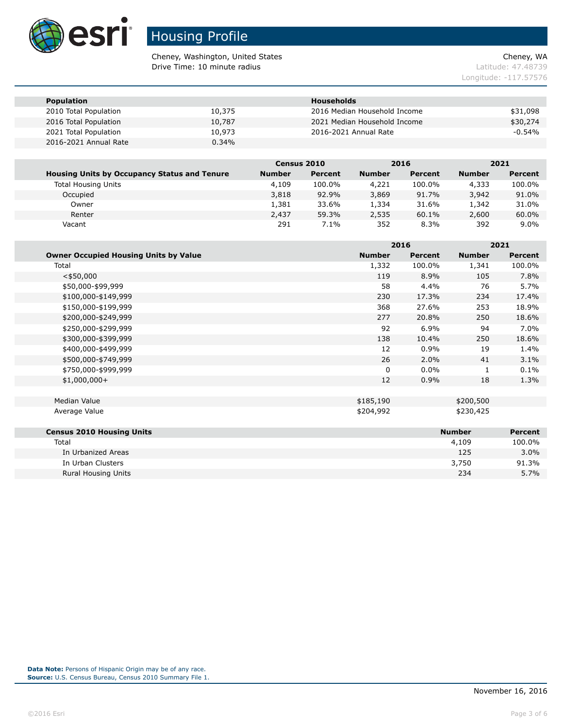# Housing Profile

Cheney, Washington, United States
Drive Time: 10 minute radius

Cheney, WA
Latitude: 47.48739
Longitude: -117.57576

| Population | | Households | |
|---|---|---|---|
| 2010 Total Population | 10,375 | 2016 Median Household Income | $31,098 |
| 2016 Total Population | 10,787 | 2021 Median Household Income | $30,274 |
| 2021 Total Population | 10,973 | 2016-2021 Annual Rate | -0.54% |
| 2016-2021 Annual Rate | 0.34% | | |

| | Census 2010 | | 2016 | | 2021 | |
|---|---|---|---|---|---|---|
| **Housing Units by Occupancy Status and Tenure** | **Number** | **Percent** | **Number** | **Percent** | **Number** | **Percent** |
| Total Housing Units | 4,109 | 100.0% | 4,221 | 100.0% | 4,333 | 100.0% |
| Occupied | 3,818 | 92.9% | 3,869 | 91.7% | 3,942 | 91.0% |
| Owner | 1,381 | 33.6% | 1,334 | 31.6% | 1,342 | 31.0% |
| Renter | 2,437 | 59.3% | 2,535 | 60.1% | 2,600 | 60.0% |
| Vacant | 291 | 7.1% | 352 | 8.3% | 392 | 9.0% |

| | 2016 | | 2021 | |
|---|---|---|---|---|
| **Owner Occupied Housing Units by Value** | **Number** | **Percent** | **Number** | **Percent** |
| Total | 1,332 | 100.0% | 1,341 | 100.0% |
| <$50,000 | 119 | 8.9% | 105 | 7.8% |
| $50,000-$99,999 | 58 | 4.4% | 76 | 5.7% |
| $100,000-$149,999 | 230 | 17.3% | 234 | 17.4% |
| $150,000-$199,999 | 368 | 27.6% | 253 | 18.9% |
| $200,000-$249,999 | 277 | 20.8% | 250 | 18.6% |
| $250,000-$299,999 | 92 | 6.9% | 94 | 7.0% |
| $300,000-$399,999 | 138 | 10.4% | 250 | 18.6% |
| $400,000-$499,999 | 12 | 0.9% | 19 | 1.4% |
| $500,000-$749,999 | 26 | 2.0% | 41 | 3.1% |
| $750,000-$999,999 | 0 | 0.0% | 1 | 0.1% |
| $1,000,000+ | 12 | 0.9% | 18 | 1.3% |
| | | | | |
| Median Value | $185,190 | | $200,500 | |
| Average Value | $204,992 | | $230,425 | |

| Census 2010 Housing Units | Number | Percent |
|---|---|---|
| Total | 4,109 | 100.0% |
| In Urbanized Areas | 125 | 3.0% |
| In Urban Clusters | 3,750 | 91.3% |
| Rural Housing Units | 234 | 5.7% |

**Data Note:** Persons of Hispanic Origin may be of any race.
**Source:** U.S. Census Bureau, Census 2010 Summary File 1.

November 16, 2016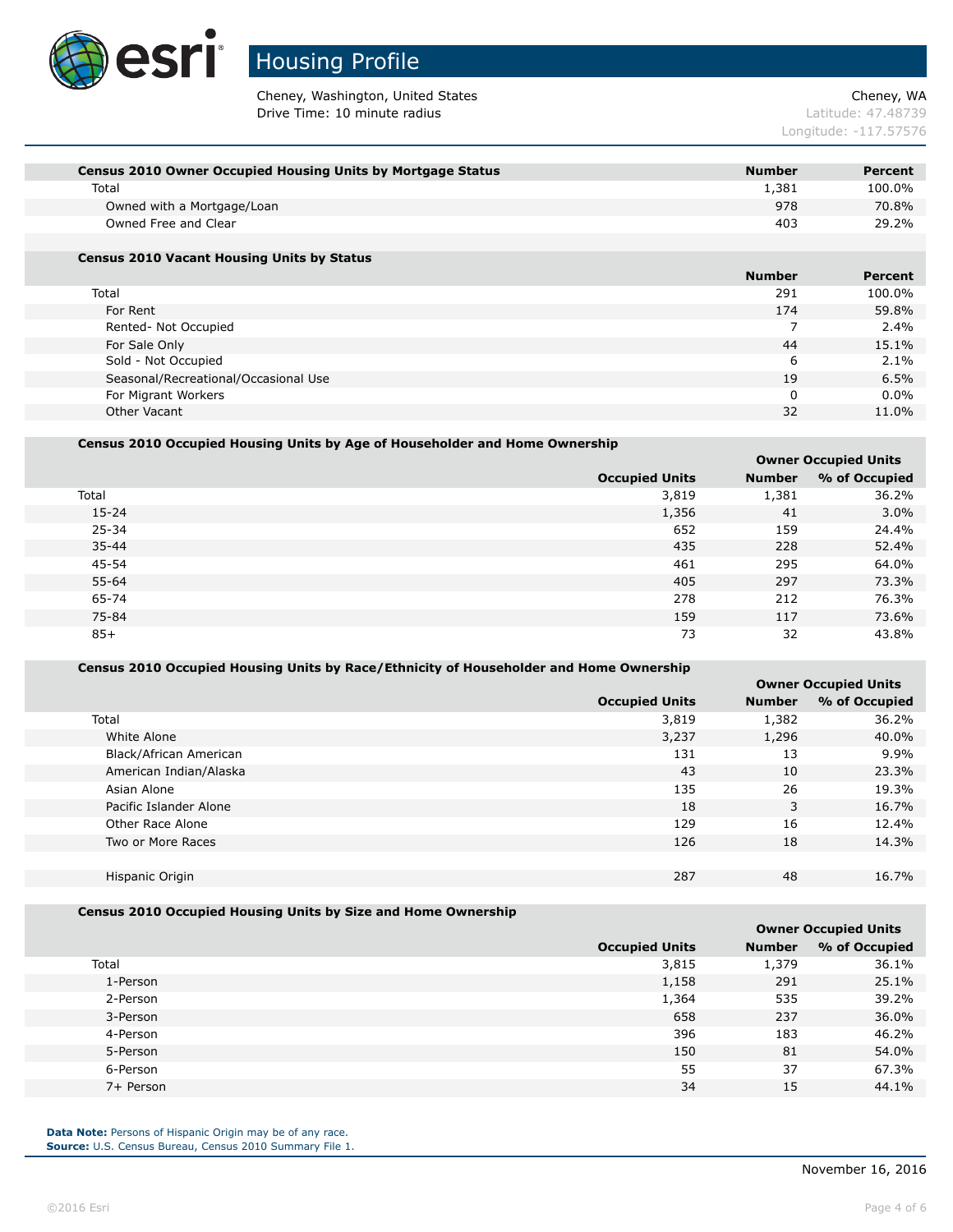# Housing Profile

Cheney, Washington, United States
Drive Time: 10 minute radius

Cheney, WA
Latitude: 47.48739
Longitude: -117.57576

| Census 2010 Owner Occupied Housing Units by Mortgage Status | Number | Percent |
|---|---|---|
| Total | 1,381 | 100.0% |
| Owned with a Mortgage/Loan | 978 | 70.8% |
| Owned Free and Clear | 403 | 29.2% |

| Census 2010 Vacant Housing Units by Status | Number | Percent |
|---|---|---|
| Total | 291 | 100.0% |
| For Rent | 174 | 59.8% |
| Rented- Not Occupied | 7 | 2.4% |
| For Sale Only | 44 | 15.1% |
| Sold - Not Occupied | 6 | 2.1% |
| Seasonal/Recreational/Occasional Use | 19 | 6.5% |
| For Migrant Workers | 0 | 0.0% |
| Other Vacant | 32 | 11.0% |

| Census 2010 Occupied Housing Units by Age of Householder and Home Ownership | | Owner Occupied Units | |
|---|---|---|---|
| | Occupied Units | Number | % of Occupied |
| Total | 3,819 | 1,381 | 36.2% |
| 15-24 | 1,356 | 41 | 3.0% |
| 25-34 | 652 | 159 | 24.4% |
| 35-44 | 435 | 228 | 52.4% |
| 45-54 | 461 | 295 | 64.0% |
| 55-64 | 405 | 297 | 73.3% |
| 65-74 | 278 | 212 | 76.3% |
| 75-84 | 159 | 117 | 73.6% |
| 85+ | 73 | 32 | 43.8% |

| Census 2010 Occupied Housing Units by Race/Ethnicity of Householder and Home Ownership | | Owner Occupied Units | |
|---|---|---|---|
| | Occupied Units | Number | % of Occupied |
| Total | 3,819 | 1,382 | 36.2% |
| White Alone | 3,237 | 1,296 | 40.0% |
| Black/African American | 131 | 13 | 9.9% |
| American Indian/Alaska | 43 | 10 | 23.3% |
| Asian Alone | 135 | 26 | 19.3% |
| Pacific Islander Alone | 18 | 3 | 16.7% |
| Other Race Alone | 129 | 16 | 12.4% |
| Two or More Races | 126 | 18 | 14.3% |
| | | | |
| Hispanic Origin | 287 | 48 | 16.7% |

| Census 2010 Occupied Housing Units by Size and Home Ownership | | Owner Occupied Units | |
|---|---|---|---|
| | Occupied Units | Number | % of Occupied |
| Total | 3,815 | 1,379 | 36.1% |
| 1-Person | 1,158 | 291 | 25.1% |
| 2-Person | 1,364 | 535 | 39.2% |
| 3-Person | 658 | 237 | 36.0% |
| 4-Person | 396 | 183 | 46.2% |
| 5-Person | 150 | 81 | 54.0% |
| 6-Person | 55 | 37 | 67.3% |
| 7+ Person | 34 | 15 | 44.1% |

**Data Note:** Persons of Hispanic Origin may be of any race.
**Source:** U.S. Census Bureau, Census 2010 Summary File 1.

November 16, 2016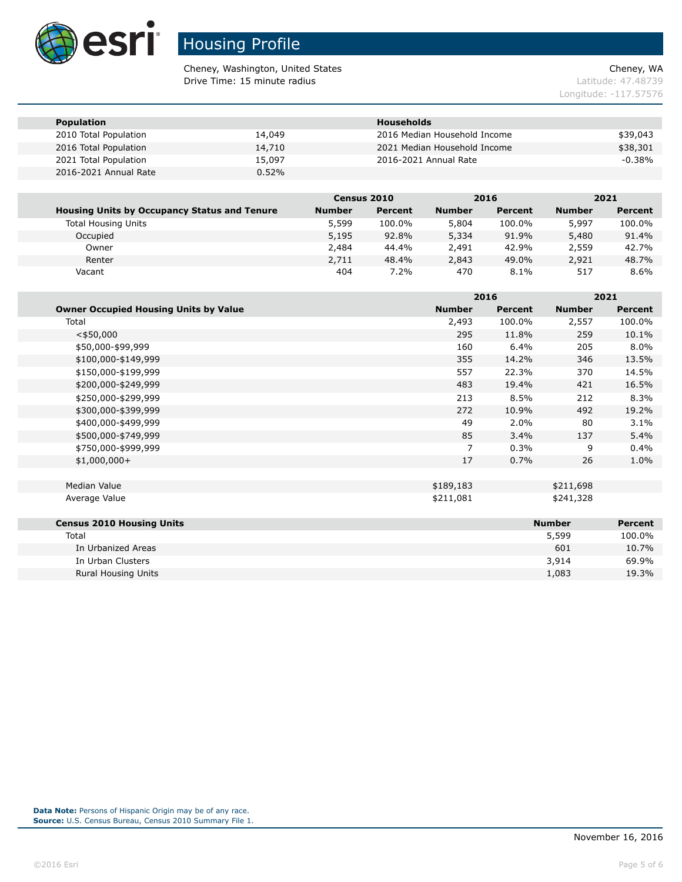# Housing Profile

Cheney, Washington, United States
Drive Time: 15 minute radius

Cheney, WA
Latitude: 47.48739
Longitude: -117.57576

| Population | | Households | |
|---|---|---|---|
| 2010 Total Population | 14,049 | 2016 Median Household Income | $39,043 |
| 2016 Total Population | 14,710 | 2021 Median Household Income | $38,301 |
| 2021 Total Population | 15,097 | 2016-2021 Annual Rate | -0.38% |
| 2016-2021 Annual Rate | 0.52% | | |

| | Census 2010 | | 2016 | | 2021 | |
|---|---|---|---|---|---|---|
| **Housing Units by Occupancy Status and Tenure** | **Number** | **Percent** | **Number** | **Percent** | **Number** | **Percent** |
| Total Housing Units | 5,599 | 100.0% | 5,804 | 100.0% | 5,997 | 100.0% |
| Occupied | 5,195 | 92.8% | 5,334 | 91.9% | 5,480 | 91.4% |
| Owner | 2,484 | 44.4% | 2,491 | 42.9% | 2,559 | 42.7% |
| Renter | 2,711 | 48.4% | 2,843 | 49.0% | 2,921 | 48.7% |
| Vacant | 404 | 7.2% | 470 | 8.1% | 517 | 8.6% |

| | 2016 | | 2021 | |
|---|---|---|---|---|
| **Owner Occupied Housing Units by Value** | **Number** | **Percent** | **Number** | **Percent** |
| Total | 2,493 | 100.0% | 2,557 | 100.0% |
| <$50,000 | 295 | 11.8% | 259 | 10.1% |
| $50,000-$99,999 | 160 | 6.4% | 205 | 8.0% |
| $100,000-$149,999 | 355 | 14.2% | 346 | 13.5% |
| $150,000-$199,999 | 557 | 22.3% | 370 | 14.5% |
| $200,000-$249,999 | 483 | 19.4% | 421 | 16.5% |
| $250,000-$299,999 | 213 | 8.5% | 212 | 8.3% |
| $300,000-$399,999 | 272 | 10.9% | 492 | 19.2% |
| $400,000-$499,999 | 49 | 2.0% | 80 | 3.1% |
| $500,000-$749,999 | 85 | 3.4% | 137 | 5.4% |
| $750,000-$999,999 | 7 | 0.3% | 9 | 0.4% |
| $1,000,000+ | 17 | 0.7% | 26 | 1.0% |
| | | | | |
| Median Value | $189,183 | | $211,698 | |
| Average Value | $211,081 | | $241,328 | |

| **Census 2010 Housing Units** | **Number** | **Percent** |
|---|---|---|
| Total | 5,599 | 100.0% |
| In Urbanized Areas | 601 | 10.7% |
| In Urban Clusters | 3,914 | 69.9% |
| Rural Housing Units | 1,083 | 19.3% |

**Data Note:** Persons of Hispanic Origin may be of any race.
**Source:** U.S. Census Bureau, Census 2010 Summary File 1.

November 16, 2016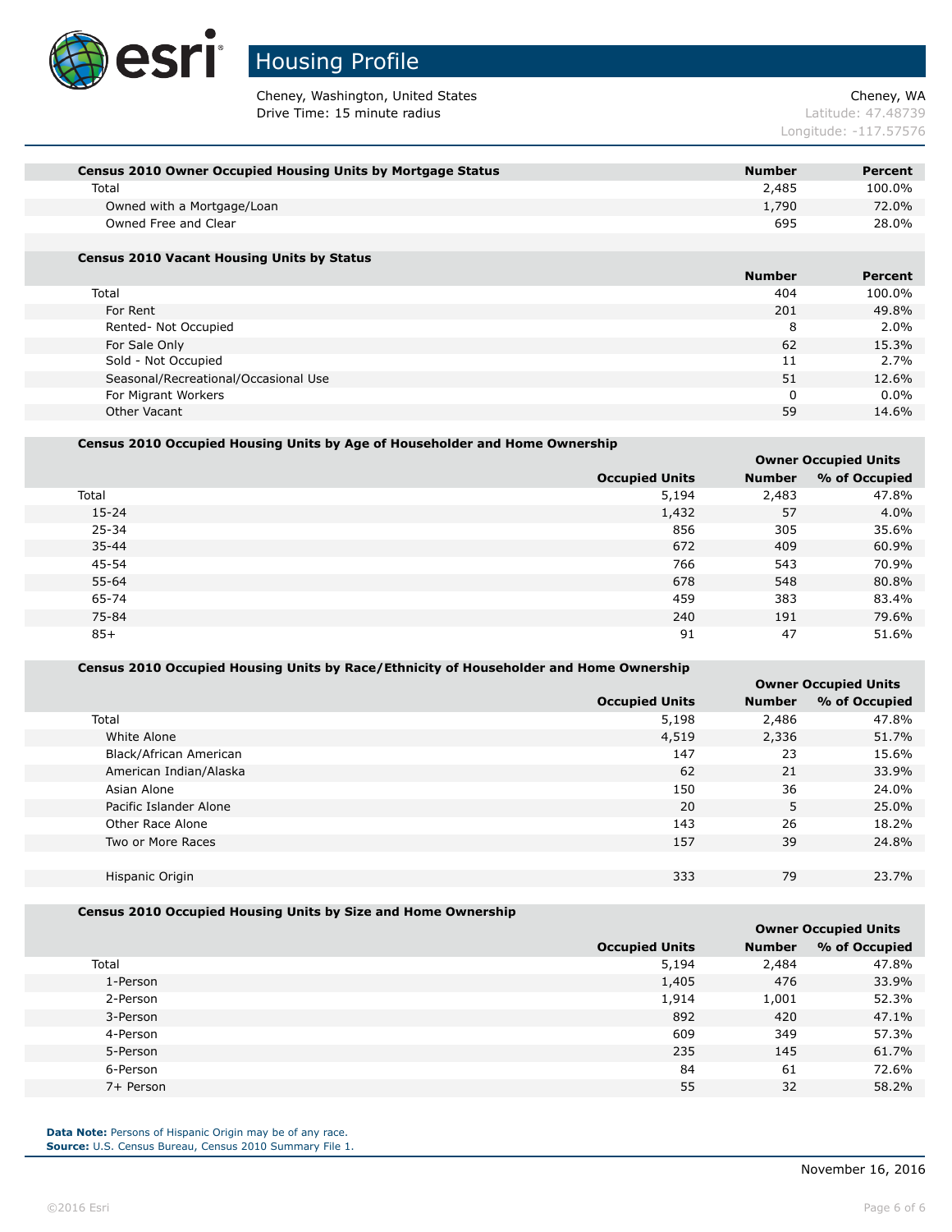# Housing Profile

Cheney, Washington, United States
Drive Time: 15 minute radius

Cheney, WA
Latitude: 47.48739
Longitude: -117.57576

| Census 2010 Owner Occupied Housing Units by Mortgage Status | Number | Percent |
|---|---|---|
| Total | 2,485 | 100.0% |
| Owned with a Mortgage/Loan | 1,790 | 72.0% |
| Owned Free and Clear | 695 | 28.0% |

| Census 2010 Vacant Housing Units by Status | Number | Percent |
|---|---|---|
| Total | 404 | 100.0% |
| For Rent | 201 | 49.8% |
| Rented- Not Occupied | 8 | 2.0% |
| For Sale Only | 62 | 15.3% |
| Sold - Not Occupied | 11 | 2.7% |
| Seasonal/Recreational/Occasional Use | 51 | 12.6% |
| For Migrant Workers | 0 | 0.0% |
| Other Vacant | 59 | 14.6% |

| Census 2010 Occupied Housing Units by Age of Householder and Home Ownership | | Owner Occupied Units | |
|---|---|---|---|
| | Occupied Units | Number | % of Occupied |
| Total | 5,194 | 2,483 | 47.8% |
| 15-24 | 1,432 | 57 | 4.0% |
| 25-34 | 856 | 305 | 35.6% |
| 35-44 | 672 | 409 | 60.9% |
| 45-54 | 766 | 543 | 70.9% |
| 55-64 | 678 | 548 | 80.8% |
| 65-74 | 459 | 383 | 83.4% |
| 75-84 | 240 | 191 | 79.6% |
| 85+ | 91 | 47 | 51.6% |

| Census 2010 Occupied Housing Units by Race/Ethnicity of Householder and Home Ownership | | Owner Occupied Units | |
|---|---|---|---|
| | Occupied Units | Number | % of Occupied |
| Total | 5,198 | 2,486 | 47.8% |
| White Alone | 4,519 | 2,336 | 51.7% |
| Black/African American | 147 | 23 | 15.6% |
| American Indian/Alaska | 62 | 21 | 33.9% |
| Asian Alone | 150 | 36 | 24.0% |
| Pacific Islander Alone | 20 | 5 | 25.0% |
| Other Race Alone | 143 | 26 | 18.2% |
| Two or More Races | 157 | 39 | 24.8% |
| | | | |
| Hispanic Origin | 333 | 79 | 23.7% |

| Census 2010 Occupied Housing Units by Size and Home Ownership | | Owner Occupied Units | |
|---|---|---|---|
| | Occupied Units | Number | % of Occupied |
| Total | 5,194 | 2,484 | 47.8% |
| 1-Person | 1,405 | 476 | 33.9% |
| 2-Person | 1,914 | 1,001 | 52.3% |
| 3-Person | 892 | 420 | 47.1% |
| 4-Person | 609 | 349 | 57.3% |
| 5-Person | 235 | 145 | 61.7% |
| 6-Person | 84 | 61 | 72.6% |
| 7+ Person | 55 | 32 | 58.2% |

**Data Note:** Persons of Hispanic Origin may be of any race.
**Source:** U.S. Census Bureau, Census 2010 Summary File 1.

November 16, 2016